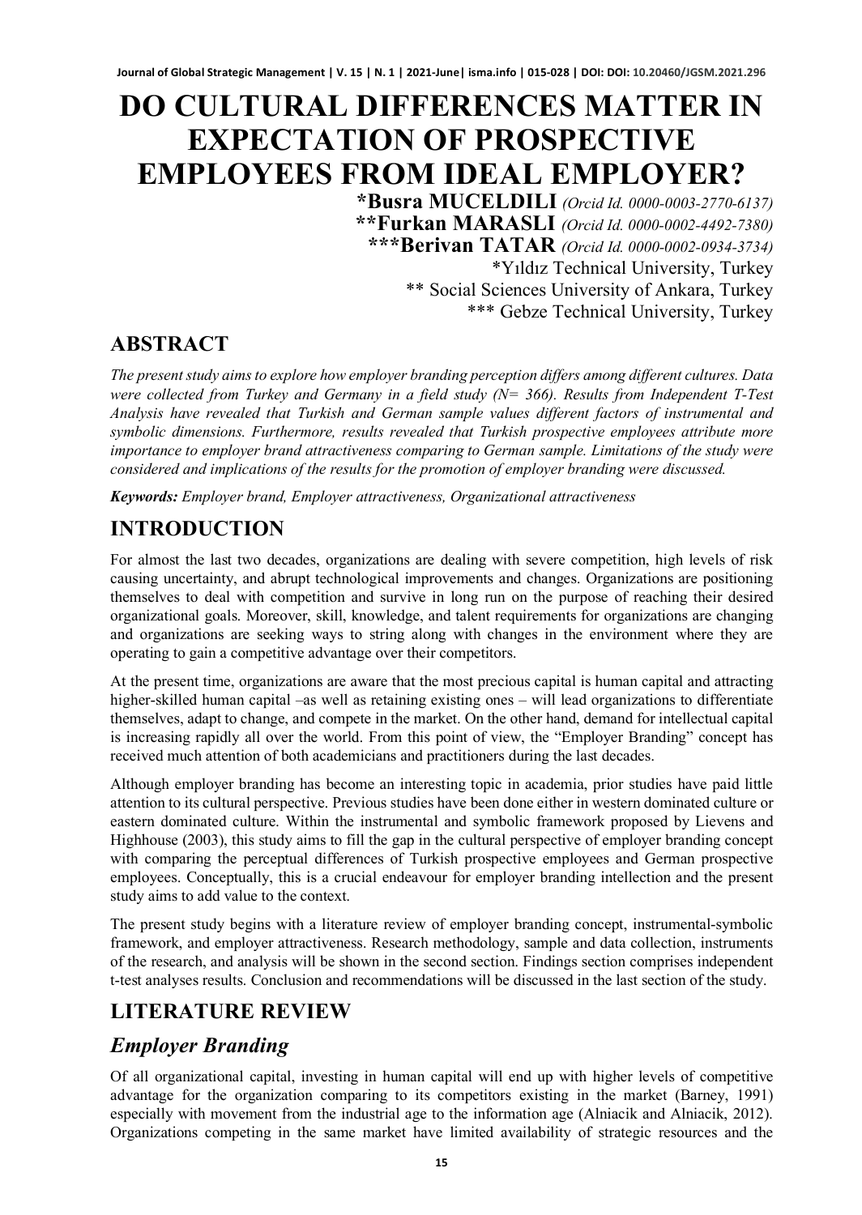# DO CULTURAL DIFFERENCES MATTER IN EXPECTATION OF PROSPECTIVE EMPLOYEES FROM IDEAL EMPLOYER?

**\*Busra MUCELDILI** *(Orcid Id. 0000-0003-2770-6137)*
**\*\*Furkan MARASLI** *(Orcid Id. 0000-0002-4492-7380)*
**\*\*\*Berivan TATAR** *(Orcid Id. 0000-0002-0934-3734)*
\*Yıldız Technical University, Turkey
\*\* Social Sciences University of Ankara, Turkey
\*\*\* Gebze Technical University, Turkey

## ABSTRACT

*The present study aims to explore how employer branding perception differs among different cultures. Data were collected from Turkey and Germany in a field study (N= 366). Results from Independent T-Test Analysis have revealed that Turkish and German sample values different factors of instrumental and symbolic dimensions. Furthermore, results revealed that Turkish prospective employees attribute more importance to employer brand attractiveness comparing to German sample. Limitations of the study were considered and implications of the results for the promotion of employer branding were discussed.*

***Keywords:*** *Employer brand, Employer attractiveness, Organizational attractiveness*

## INTRODUCTION

For almost the last two decades, organizations are dealing with severe competition, high levels of risk causing uncertainty, and abrupt technological improvements and changes. Organizations are positioning themselves to deal with competition and survive in long run on the purpose of reaching their desired organizational goals. Moreover, skill, knowledge, and talent requirements for organizations are changing and organizations are seeking ways to string along with changes in the environment where they are operating to gain a competitive advantage over their competitors.

At the present time, organizations are aware that the most precious capital is human capital and attracting higher-skilled human capital –as well as retaining existing ones – will lead organizations to differentiate themselves, adapt to change, and compete in the market. On the other hand, demand for intellectual capital is increasing rapidly all over the world. From this point of view, the "Employer Branding" concept has received much attention of both academicians and practitioners during the last decades.

Although employer branding has become an interesting topic in academia, prior studies have paid little attention to its cultural perspective. Previous studies have been done either in western dominated culture or eastern dominated culture. Within the instrumental and symbolic framework proposed by Lievens and Highhouse (2003), this study aims to fill the gap in the cultural perspective of employer branding concept with comparing the perceptual differences of Turkish prospective employees and German prospective employees. Conceptually, this is a crucial endeavour for employer branding intellection and the present study aims to add value to the context.

The present study begins with a literature review of employer branding concept, instrumental-symbolic framework, and employer attractiveness. Research methodology, sample and data collection, instruments of the research, and analysis will be shown in the second section. Findings section comprises independent t-test analyses results. Conclusion and recommendations will be discussed in the last section of the study.

## LITERATURE REVIEW

### *Employer Branding*

Of all organizational capital, investing in human capital will end up with higher levels of competitive advantage for the organization comparing to its competitors existing in the market (Barney, 1991) especially with movement from the industrial age to the information age (Alniacik and Alniacik, 2012). Organizations competing in the same market have limited availability of strategic resources and the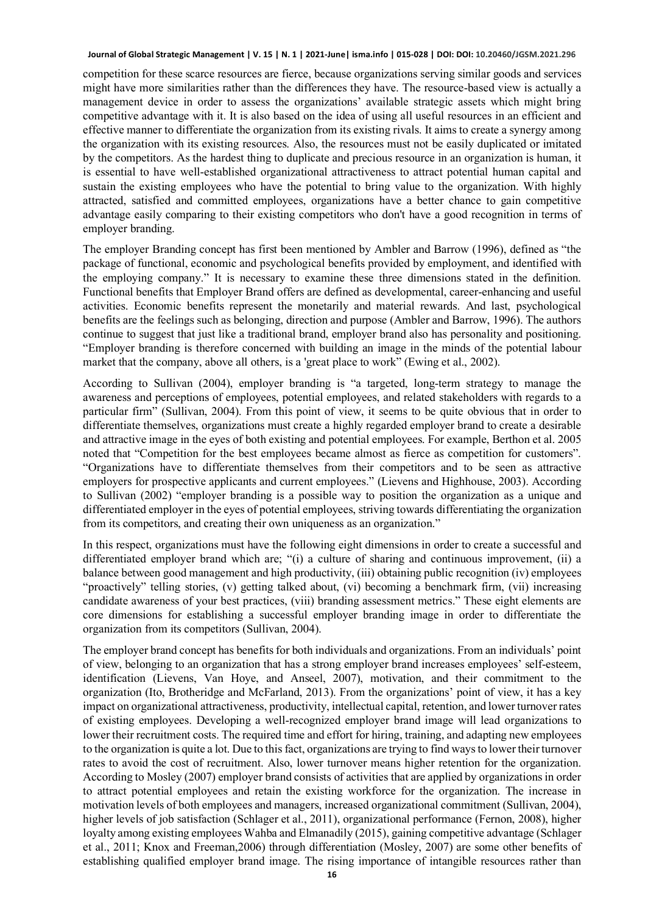competition for these scarce resources are fierce, because organizations serving similar goods and services might have more similarities rather than the differences they have. The resource-based view is actually a management device in order to assess the organizations' available strategic assets which might bring competitive advantage with it. It is also based on the idea of using all useful resources in an efficient and effective manner to differentiate the organization from its existing rivals. It aims to create a synergy among the organization with its existing resources. Also, the resources must not be easily duplicated or imitated by the competitors. As the hardest thing to duplicate and precious resource in an organization is human, it is essential to have well-established organizational attractiveness to attract potential human capital and sustain the existing employees who have the potential to bring value to the organization. With highly attracted, satisfied and committed employees, organizations have a better chance to gain competitive advantage easily comparing to their existing competitors who don't have a good recognition in terms of employer branding.

The employer Branding concept has first been mentioned by Ambler and Barrow (1996), defined as "the package of functional, economic and psychological benefits provided by employment, and identified with the employing company." It is necessary to examine these three dimensions stated in the definition. Functional benefits that Employer Brand offers are defined as developmental, career-enhancing and useful activities. Economic benefits represent the monetarily and material rewards. And last, psychological benefits are the feelings such as belonging, direction and purpose (Ambler and Barrow, 1996). The authors continue to suggest that just like a traditional brand, employer brand also has personality and positioning. "Employer branding is therefore concerned with building an image in the minds of the potential labour market that the company, above all others, is a 'great place to work" (Ewing et al., 2002).

According to Sullivan (2004), employer branding is "a targeted, long-term strategy to manage the awareness and perceptions of employees, potential employees, and related stakeholders with regards to a particular firm" (Sullivan, 2004). From this point of view, it seems to be quite obvious that in order to differentiate themselves, organizations must create a highly regarded employer brand to create a desirable and attractive image in the eyes of both existing and potential employees. For example, Berthon et al. 2005 noted that "Competition for the best employees became almost as fierce as competition for customers". "Organizations have to differentiate themselves from their competitors and to be seen as attractive employers for prospective applicants and current employees." (Lievens and Highhouse, 2003). According to Sullivan (2002) "employer branding is a possible way to position the organization as a unique and differentiated employer in the eyes of potential employees, striving towards differentiating the organization from its competitors, and creating their own uniqueness as an organization."

In this respect, organizations must have the following eight dimensions in order to create a successful and differentiated employer brand which are; "(i) a culture of sharing and continuous improvement, (ii) a balance between good management and high productivity, (iii) obtaining public recognition (iv) employees "proactively" telling stories, (v) getting talked about, (vi) becoming a benchmark firm, (vii) increasing candidate awareness of your best practices, (viii) branding assessment metrics." These eight elements are core dimensions for establishing a successful employer branding image in order to differentiate the organization from its competitors (Sullivan, 2004).

The employer brand concept has benefits for both individuals and organizations. From an individuals' point of view, belonging to an organization that has a strong employer brand increases employees' self-esteem, identification (Lievens, Van Hoye, and Anseel, 2007), motivation, and their commitment to the organization (Ito, Brotheridge and McFarland, 2013). From the organizations' point of view, it has a key impact on organizational attractiveness, productivity, intellectual capital, retention, and lower turnover rates of existing employees. Developing a well-recognized employer brand image will lead organizations to lower their recruitment costs. The required time and effort for hiring, training, and adapting new employees to the organization is quite a lot. Due to this fact, organizations are trying to find ways to lower their turnover rates to avoid the cost of recruitment. Also, lower turnover means higher retention for the organization. According to Mosley (2007) employer brand consists of activities that are applied by organizations in order to attract potential employees and retain the existing workforce for the organization. The increase in motivation levels of both employees and managers, increased organizational commitment (Sullivan, 2004), higher levels of job satisfaction (Schlager et al., 2011), organizational performance (Fernon, 2008), higher loyalty among existing employees Wahba and Elmanadily (2015), gaining competitive advantage (Schlager et al., 2011; Knox and Freeman,2006) through differentiation (Mosley, 2007) are some other benefits of establishing qualified employer brand image. The rising importance of intangible resources rather than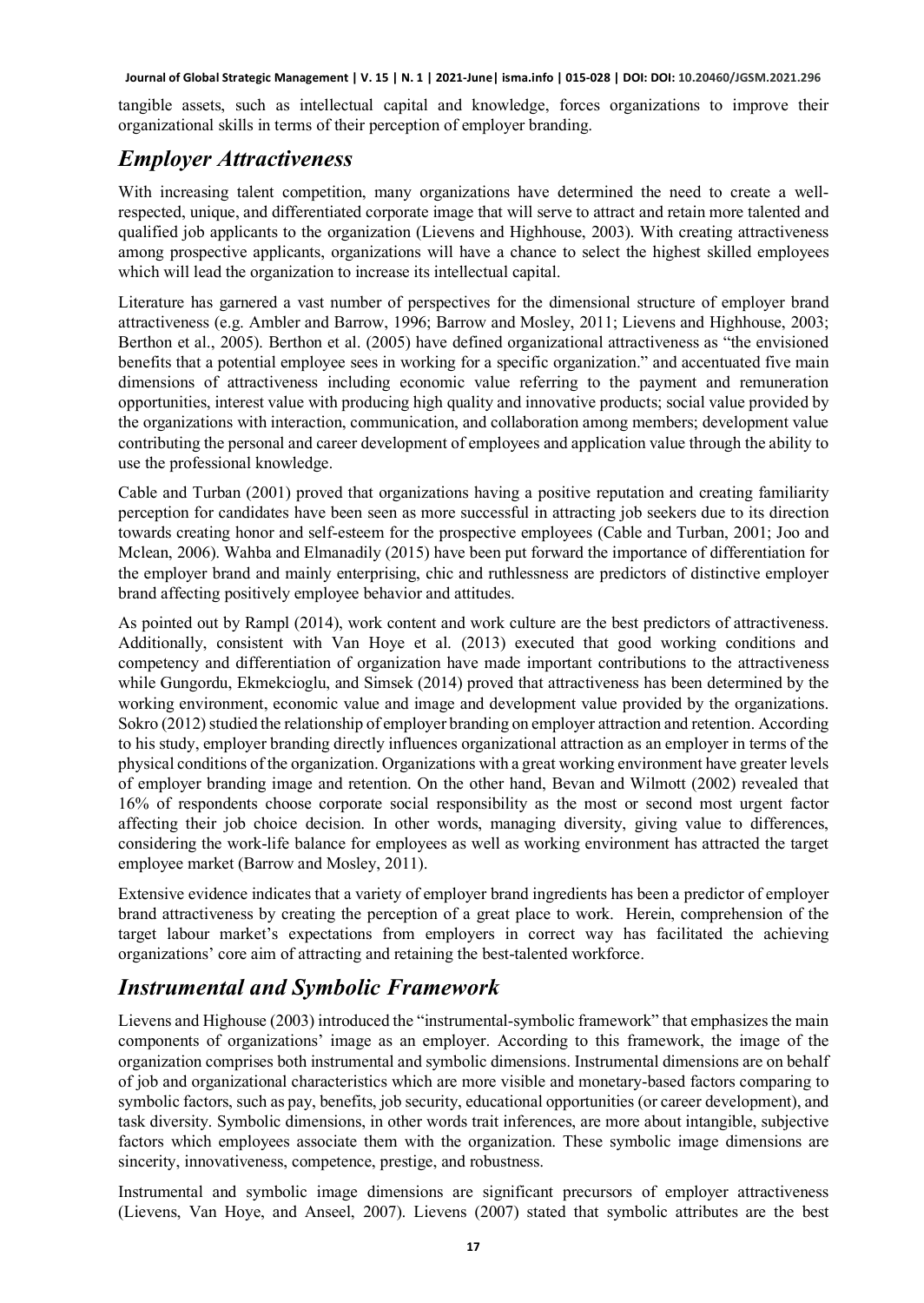tangible assets, such as intellectual capital and knowledge, forces organizations to improve their organizational skills in terms of their perception of employer branding.

## *Employer Attractiveness*

With increasing talent competition, many organizations have determined the need to create a well-respected, unique, and differentiated corporate image that will serve to attract and retain more talented and qualified job applicants to the organization (Lievens and Highhouse, 2003). With creating attractiveness among prospective applicants, organizations will have a chance to select the highest skilled employees which will lead the organization to increase its intellectual capital.

Literature has garnered a vast number of perspectives for the dimensional structure of employer brand attractiveness (e.g. Ambler and Barrow, 1996; Barrow and Mosley, 2011; Lievens and Highhouse, 2003; Berthon et al., 2005). Berthon et al. (2005) have defined organizational attractiveness as "the envisioned benefits that a potential employee sees in working for a specific organization." and accentuated five main dimensions of attractiveness including economic value referring to the payment and remuneration opportunities, interest value with producing high quality and innovative products; social value provided by the organizations with interaction, communication, and collaboration among members; development value contributing the personal and career development of employees and application value through the ability to use the professional knowledge.

Cable and Turban (2001) proved that organizations having a positive reputation and creating familiarity perception for candidates have been seen as more successful in attracting job seekers due to its direction towards creating honor and self-esteem for the prospective employees (Cable and Turban, 2001; Joo and Mclean, 2006). Wahba and Elmanadily (2015) have been put forward the importance of differentiation for the employer brand and mainly enterprising, chic and ruthlessness are predictors of distinctive employer brand affecting positively employee behavior and attitudes.

As pointed out by Rampl (2014), work content and work culture are the best predictors of attractiveness. Additionally, consistent with Van Hoye et al. (2013) executed that good working conditions and competency and differentiation of organization have made important contributions to the attractiveness while Gungordu, Ekmekcioglu, and Simsek (2014) proved that attractiveness has been determined by the working environment, economic value and image and development value provided by the organizations. Sokro (2012) studied the relationship of employer branding on employer attraction and retention. According to his study, employer branding directly influences organizational attraction as an employer in terms of the physical conditions of the organization. Organizations with a great working environment have greater levels of employer branding image and retention. On the other hand, Bevan and Wilmott (2002) revealed that 16% of respondents choose corporate social responsibility as the most or second most urgent factor affecting their job choice decision. In other words, managing diversity, giving value to differences, considering the work-life balance for employees as well as working environment has attracted the target employee market (Barrow and Mosley, 2011).

Extensive evidence indicates that a variety of employer brand ingredients has been a predictor of employer brand attractiveness by creating the perception of a great place to work. Herein, comprehension of the target labour market's expectations from employers in correct way has facilitated the achieving organizations' core aim of attracting and retaining the best-talented workforce.

## *Instrumental and Symbolic Framework*

Lievens and Highouse (2003) introduced the "instrumental-symbolic framework" that emphasizes the main components of organizations' image as an employer. According to this framework, the image of the organization comprises both instrumental and symbolic dimensions. Instrumental dimensions are on behalf of job and organizational characteristics which are more visible and monetary-based factors comparing to symbolic factors, such as pay, benefits, job security, educational opportunities (or career development), and task diversity. Symbolic dimensions, in other words trait inferences, are more about intangible, subjective factors which employees associate them with the organization. These symbolic image dimensions are sincerity, innovativeness, competence, prestige, and robustness.

Instrumental and symbolic image dimensions are significant precursors of employer attractiveness (Lievens, Van Hoye, and Anseel, 2007). Lievens (2007) stated that symbolic attributes are the best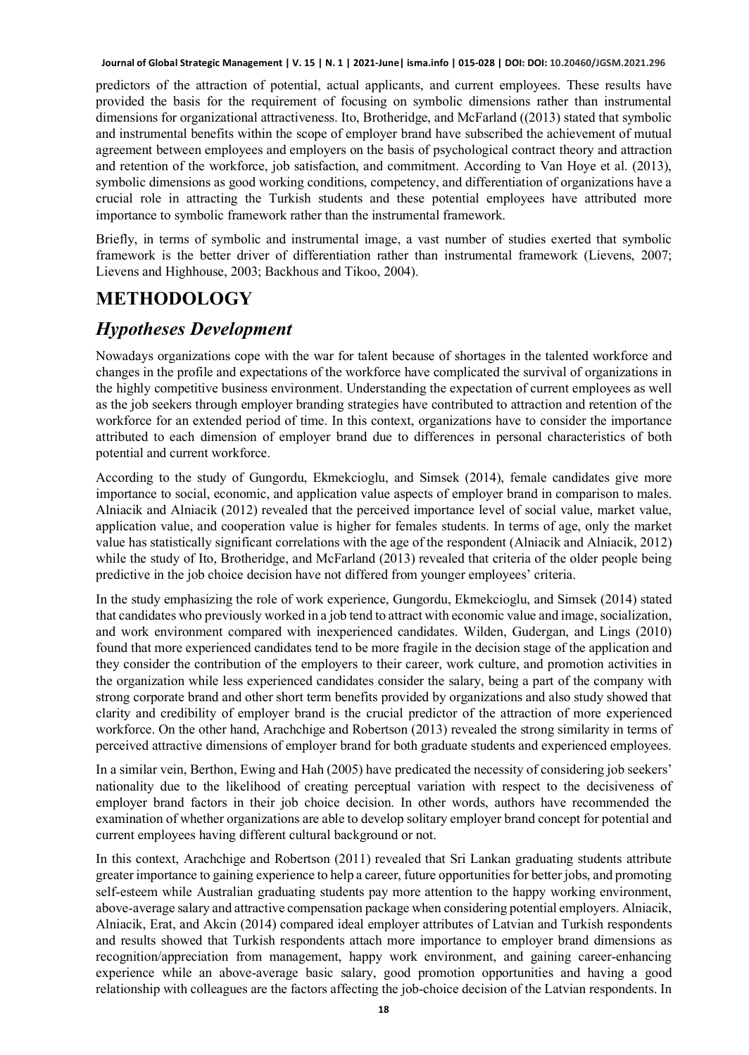predictors of the attraction of potential, actual applicants, and current employees. These results have provided the basis for the requirement of focusing on symbolic dimensions rather than instrumental dimensions for organizational attractiveness. Ito, Brotheridge, and McFarland ((2013) stated that symbolic and instrumental benefits within the scope of employer brand have subscribed the achievement of mutual agreement between employees and employers on the basis of psychological contract theory and attraction and retention of the workforce, job satisfaction, and commitment. According to Van Hoye et al. (2013), symbolic dimensions as good working conditions, competency, and differentiation of organizations have a crucial role in attracting the Turkish students and these potential employees have attributed more importance to symbolic framework rather than the instrumental framework.

Briefly, in terms of symbolic and instrumental image, a vast number of studies exerted that symbolic framework is the better driver of differentiation rather than instrumental framework (Lievens, 2007; Lievens and Highhouse, 2003; Backhous and Tikoo, 2004).

# METHODOLOGY

## *Hypotheses Development*

Nowadays organizations cope with the war for talent because of shortages in the talented workforce and changes in the profile and expectations of the workforce have complicated the survival of organizations in the highly competitive business environment. Understanding the expectation of current employees as well as the job seekers through employer branding strategies have contributed to attraction and retention of the workforce for an extended period of time. In this context, organizations have to consider the importance attributed to each dimension of employer brand due to differences in personal characteristics of both potential and current workforce.

According to the study of Gungordu, Ekmekcioglu, and Simsek (2014), female candidates give more importance to social, economic, and application value aspects of employer brand in comparison to males. Alniacik and Alniacik (2012) revealed that the perceived importance level of social value, market value, application value, and cooperation value is higher for females students. In terms of age, only the market value has statistically significant correlations with the age of the respondent (Alniacik and Alniacik, 2012) while the study of Ito, Brotheridge, and McFarland (2013) revealed that criteria of the older people being predictive in the job choice decision have not differed from younger employees' criteria.

In the study emphasizing the role of work experience, Gungordu, Ekmekcioglu, and Simsek (2014) stated that candidates who previously worked in a job tend to attract with economic value and image, socialization, and work environment compared with inexperienced candidates. Wilden, Gudergan, and Lings (2010) found that more experienced candidates tend to be more fragile in the decision stage of the application and they consider the contribution of the employers to their career, work culture, and promotion activities in the organization while less experienced candidates consider the salary, being a part of the company with strong corporate brand and other short term benefits provided by organizations and also study showed that clarity and credibility of employer brand is the crucial predictor of the attraction of more experienced workforce. On the other hand, Arachchige and Robertson (2013) revealed the strong similarity in terms of perceived attractive dimensions of employer brand for both graduate students and experienced employees.

In a similar vein, Berthon, Ewing and Hah (2005) have predicated the necessity of considering job seekers' nationality due to the likelihood of creating perceptual variation with respect to the decisiveness of employer brand factors in their job choice decision. In other words, authors have recommended the examination of whether organizations are able to develop solitary employer brand concept for potential and current employees having different cultural background or not.

In this context, Arachchige and Robertson (2011) revealed that Sri Lankan graduating students attribute greater importance to gaining experience to help a career, future opportunities for better jobs, and promoting self-esteem while Australian graduating students pay more attention to the happy working environment, above-average salary and attractive compensation package when considering potential employers. Alniacik, Alniacik, Erat, and Akcin (2014) compared ideal employer attributes of Latvian and Turkish respondents and results showed that Turkish respondents attach more importance to employer brand dimensions as recognition/appreciation from management, happy work environment, and gaining career-enhancing experience while an above-average basic salary, good promotion opportunities and having a good relationship with colleagues are the factors affecting the job-choice decision of the Latvian respondents. In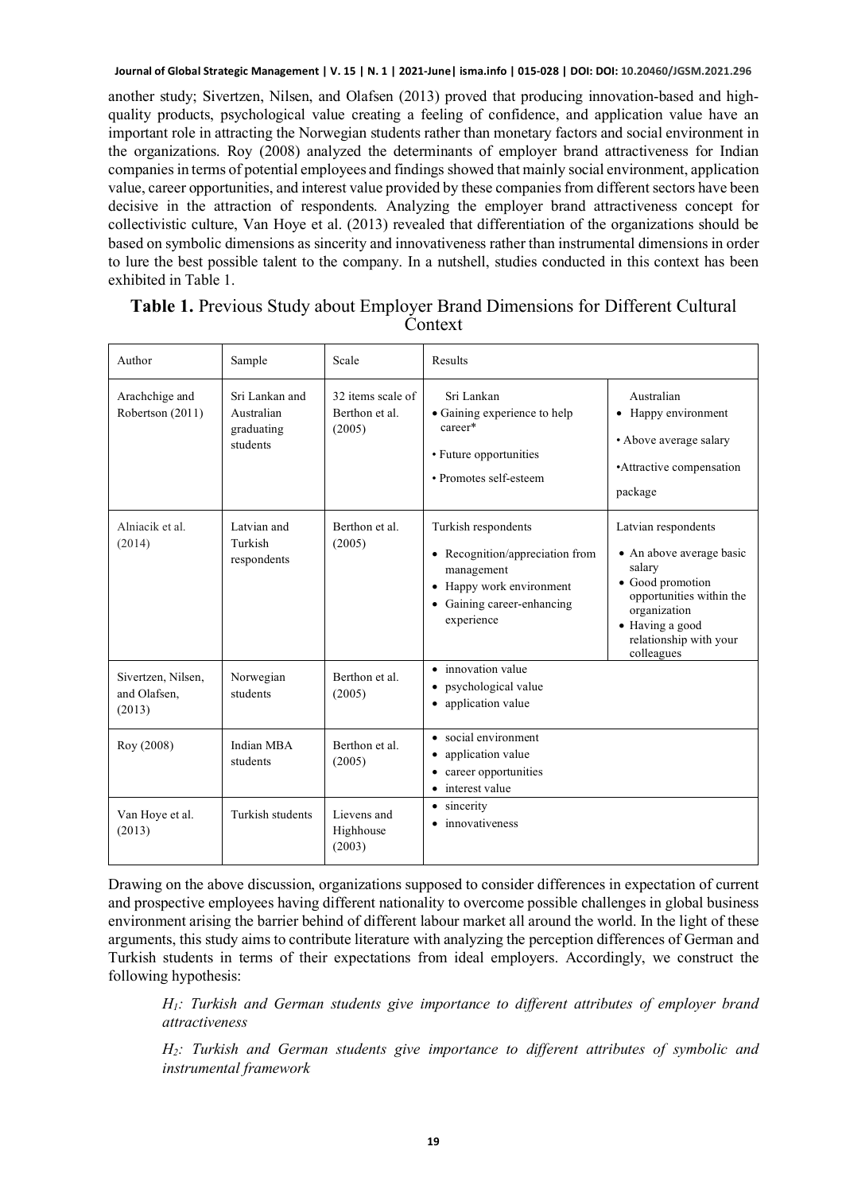another study; Sivertzen, Nilsen, and Olafsen (2013) proved that producing innovation-based and high-quality products, psychological value creating a feeling of confidence, and application value have an important role in attracting the Norwegian students rather than monetary factors and social environment in the organizations. Roy (2008) analyzed the determinants of employer brand attractiveness for Indian companies in terms of potential employees and findings showed that mainly social environment, application value, career opportunities, and interest value provided by these companies from different sectors have been decisive in the attraction of respondents. Analyzing the employer brand attractiveness concept for collectivistic culture, Van Hoye et al. (2013) revealed that differentiation of the organizations should be based on symbolic dimensions as sincerity and innovativeness rather than instrumental dimensions in order to lure the best possible talent to the company. In a nutshell, studies conducted in this context has been exhibited in Table 1.

**Table 1.** Previous Study about Employer Brand Dimensions for Different Cultural Context

| Author | Sample | Scale | Results | |
|---|---|---|---|---|
| Arachchige and Robertson (2011) | Sri Lankan and Australian graduating students | 32 items scale of Berthon et al. (2005) | Sri Lankan<br>• Gaining experience to help career*<br>• Future opportunities<br>• Promotes self-esteem | Australian<br>• Happy environment<br>• Above average salary<br>• Attractive compensation package |
| Alniacik et al. (2014) | Latvian and Turkish respondents | Berthon et al. (2005) | Turkish respondents<br>• Recognition/appreciation from management<br>• Happy work environment<br>• Gaining career-enhancing experience | Latvian respondents<br>• An above average basic salary<br>• Good promotion opportunities within the organization<br>• Having a good relationship with your colleagues |
| Sivertzen, Nilsen, and Olafsen, (2013) | Norwegian students | Berthon et al. (2005) | • innovation value<br>• psychological value<br>• application value | |
| Roy (2008) | Indian MBA students | Berthon et al. (2005) | • social environment<br>• application value<br>• career opportunities<br>• interest value | |
| Van Hoye et al. (2013) | Turkish students | Lievens and Highhouse (2003) | • sincerity<br>• innovativeness | |

Drawing on the above discussion, organizations supposed to consider differences in expectation of current and prospective employees having different nationality to overcome possible challenges in global business environment arising the barrier behind of different labour market all around the world. In the light of these arguments, this study aims to contribute literature with analyzing the perception differences of German and Turkish students in terms of their expectations from ideal employers. Accordingly, we construct the following hypothesis:

> *$H_1$: Turkish and German students give importance to different attributes of employer brand attractiveness*
>
> *$H_2$: Turkish and German students give importance to different attributes of symbolic and instrumental framework*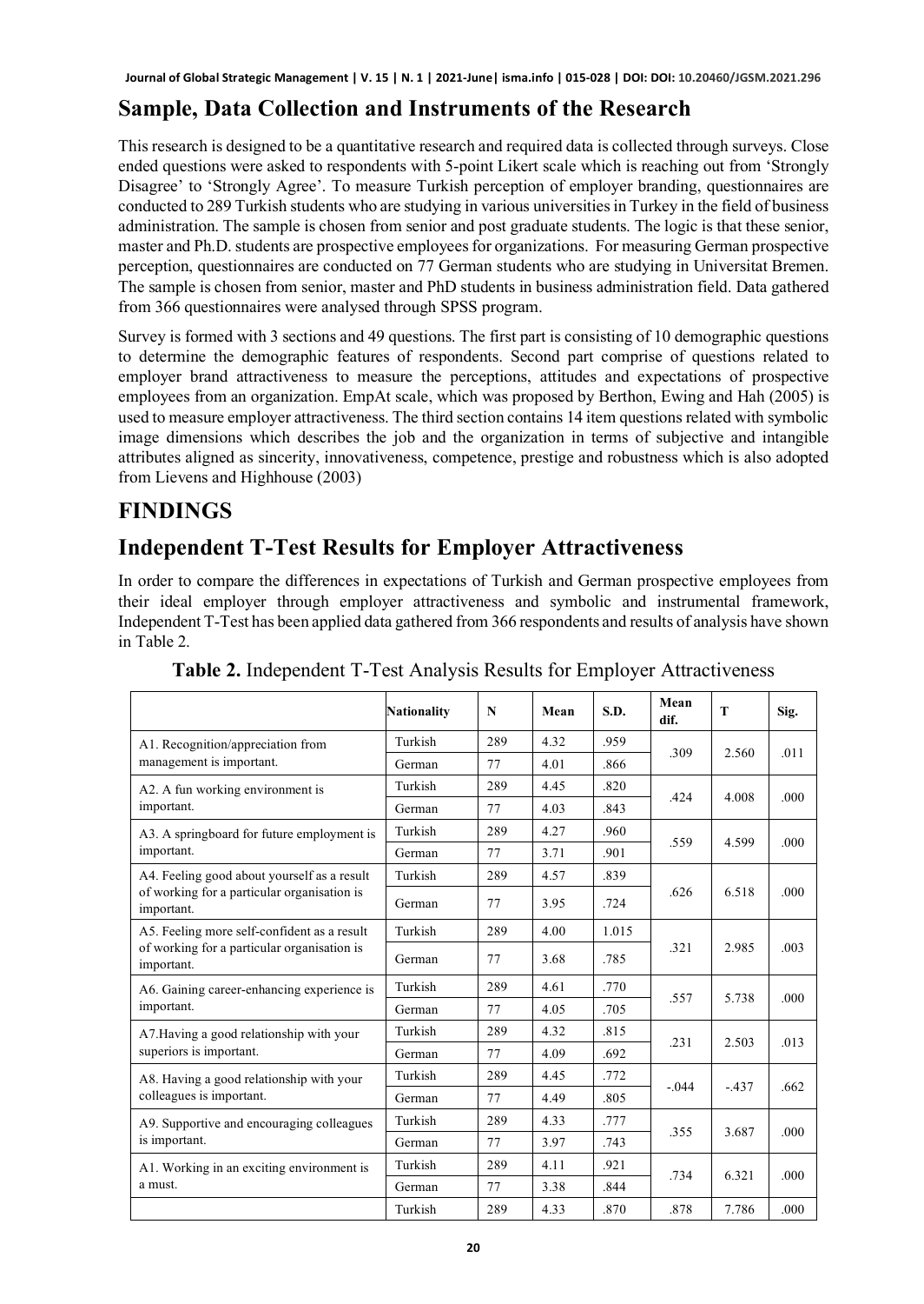## Sample, Data Collection and Instruments of the Research

This research is designed to be a quantitative research and required data is collected through surveys. Close ended questions were asked to respondents with 5-point Likert scale which is reaching out from 'Strongly Disagree' to 'Strongly Agree'. To measure Turkish perception of employer branding, questionnaires are conducted to 289 Turkish students who are studying in various universities in Turkey in the field of business administration. The sample is chosen from senior and post graduate students. The logic is that these senior, master and Ph.D. students are prospective employees for organizations. For measuring German prospective perception, questionnaires are conducted on 77 German students who are studying in Universitat Bremen. The sample is chosen from senior, master and PhD students in business administration field. Data gathered from 366 questionnaires were analysed through SPSS program.

Survey is formed with 3 sections and 49 questions. The first part is consisting of 10 demographic questions to determine the demographic features of respondents. Second part comprise of questions related to employer brand attractiveness to measure the perceptions, attitudes and expectations of prospective employees from an organization. EmpAt scale, which was proposed by Berthon, Ewing and Hah (2005) is used to measure employer attractiveness. The third section contains 14 item questions related with symbolic image dimensions which describes the job and the organization in terms of subjective and intangible attributes aligned as sincerity, innovativeness, competence, prestige and robustness which is also adopted from Lievens and Highhouse (2003)

# FINDINGS

## Independent T-Test Results for Employer Attractiveness

In order to compare the differences in expectations of Turkish and German prospective employees from their ideal employer through employer attractiveness and symbolic and instrumental framework, Independent T-Test has been applied data gathered from 366 respondents and results of analysis have shown in Table 2.

**Table 2.** Independent T-Test Analysis Results for Employer Attractiveness

| | Nationality | N | Mean | S.D. | Mean dif. | T | Sig. |
|---|---|---|---|---|---|---|---|
| A1. Recognition/appreciation from management is important. | Turkish | 289 | 4.32 | .959 | .309 | 2.560 | .011 |
| | German | 77 | 4.01 | .866 | | | |
| A2. A fun working environment is important. | Turkish | 289 | 4.45 | .820 | .424 | 4.008 | .000 |
| | German | 77 | 4.03 | .843 | | | |
| A3. A springboard for future employment is important. | Turkish | 289 | 4.27 | .960 | .559 | 4.599 | .000 |
| | German | 77 | 3.71 | .901 | | | |
| A4. Feeling good about yourself as a result of working for a particular organisation is important. | Turkish | 289 | 4.57 | .839 | .626 | 6.518 | .000 |
| | German | 77 | 3.95 | .724 | | | |
| A5. Feeling more self-confident as a result of working for a particular organisation is important. | Turkish | 289 | 4.00 | 1.015 | .321 | 2.985 | .003 |
| | German | 77 | 3.68 | .785 | | | |
| A6. Gaining career-enhancing experience is important. | Turkish | 289 | 4.61 | .770 | .557 | 5.738 | .000 |
| | German | 77 | 4.05 | .705 | | | |
| A7.Having a good relationship with your superiors is important. | Turkish | 289 | 4.32 | .815 | .231 | 2.503 | .013 |
| | German | 77 | 4.09 | .692 | | | |
| A8. Having a good relationship with your colleagues is important. | Turkish | 289 | 4.45 | .772 | -.044 | -.437 | .662 |
| | German | 77 | 4.49 | .805 | | | |
| A9. Supportive and encouraging colleagues is important. | Turkish | 289 | 4.33 | .777 | .355 | 3.687 | .000 |
| | German | 77 | 3.97 | .743 | | | |
| A1. Working in an exciting environment is a must. | Turkish | 289 | 4.11 | .921 | .734 | 6.321 | .000 |
| | German | 77 | 3.38 | .844 | | | |
| | Turkish | 289 | 4.33 | .870 | .878 | 7.786 | .000 |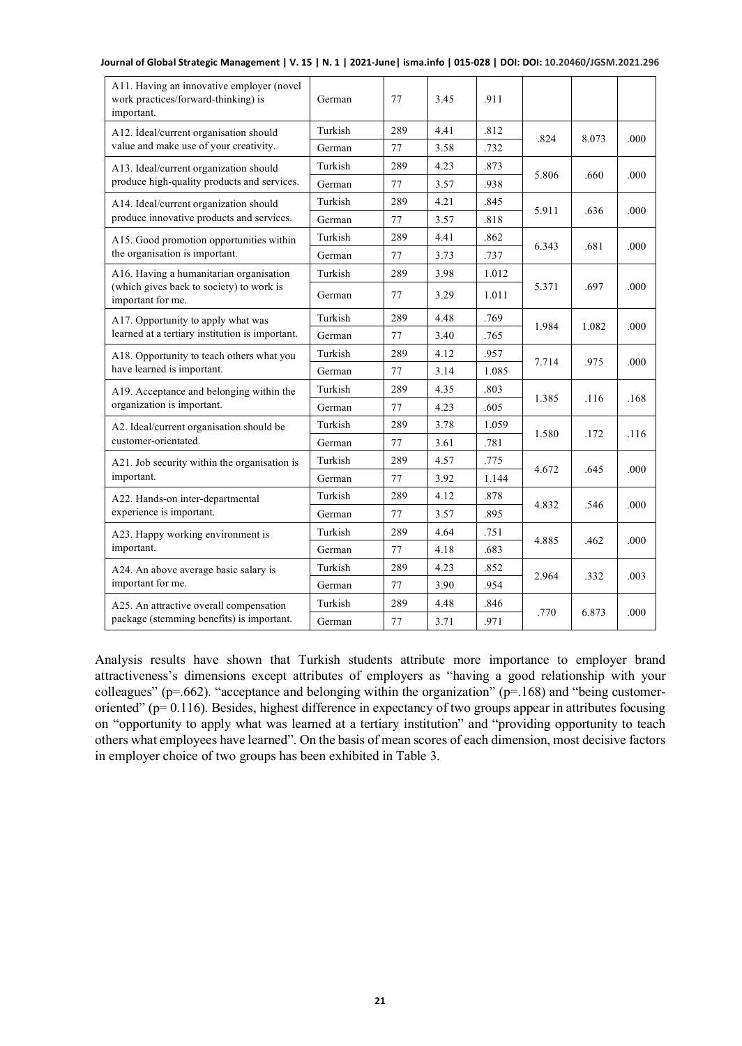| | | | | | | | |
|---|---|---|---|---|---|---|---|
| A11. Having an innovative employer (novel work practices/forward-thinking) is important. | German | 77 | 3.45 | .911 | | | |
| A12. İdeal/current organisation should value and make use of your creativity. | Turkish | 289 | 4.41 | .812 | .824 | 8.073 | .000 |
| | German | 77 | 3.58 | .732 | | | |
| A13. Ideal/current organization should produce high-quality products and services. | Turkish | 289 | 4.23 | .873 | 5.806 | .660 | .000 |
| | German | 77 | 3.57 | .938 | | | |
| A14. Ideal/current organization should produce innovative products and services. | Turkish | 289 | 4.21 | .845 | 5.911 | .636 | .000 |
| | German | 77 | 3.57 | .818 | | | |
| A15. Good promotion opportunities within the organisation is important. | Turkish | 289 | 4.41 | .862 | 6.343 | .681 | .000 |
| | German | 77 | 3.73 | .737 | | | |
| A16. Having a humanitarian organisation (which gives back to society) to work is important for me. | Turkish | 289 | 3.98 | 1.012 | 5.371 | .697 | .000 |
| | German | 77 | 3.29 | 1.011 | | | |
| A17. Opportunity to apply what was learned at a tertiary institution is important. | Turkish | 289 | 4.48 | .769 | 1.984 | 1.082 | .000 |
| | German | 77 | 3.40 | .765 | | | |
| A18. Opportunity to teach others what you have learned is important. | Turkish | 289 | 4.12 | .957 | 7.714 | .975 | .000 |
| | German | 77 | 3.14 | 1.085 | | | |
| A19. Acceptance and belonging within the organization is important. | Turkish | 289 | 4.35 | .803 | 1.385 | .116 | .168 |
| | German | 77 | 4.23 | .605 | | | |
| A2. Ideal/current organisation should be customer-orientated. | Turkish | 289 | 3.78 | 1.059 | 1.580 | .172 | .116 |
| | German | 77 | 3.61 | .781 | | | |
| A21. Job security within the organisation is important. | Turkish | 289 | 4.57 | .775 | 4.672 | .645 | .000 |
| | German | 77 | 3.92 | 1.144 | | | |
| A22. Hands-on inter-departmental experience is important. | Turkish | 289 | 4.12 | .878 | 4.832 | .546 | .000 |
| | German | 77 | 3.57 | .895 | | | |
| A23. Happy working environment is important. | Turkish | 289 | 4.64 | .751 | 4.885 | .462 | .000 |
| | German | 77 | 4.18 | .683 | | | |
| A24. An above average basic salary is important for me. | Turkish | 289 | 4.23 | .852 | 2.964 | .332 | .003 |
| | German | 77 | 3.90 | .954 | | | |
| A25. An attractive overall compensation package (stemming benefits) is important. | Turkish | 289 | 4.48 | .846 | .770 | 6.873 | .000 |
| | German | 77 | 3.71 | .971 | | | |

Analysis results have shown that Turkish students attribute more importance to employer brand attractiveness's dimensions except attributes of employers as "having a good relationship with your colleagues" (p=.662). "acceptance and belonging within the organization" (p=.168) and "being customer-oriented" (p= 0.116). Besides, highest difference in expectancy of two groups appear in attributes focusing on "opportunity to apply what was learned at a tertiary institution" and "providing opportunity to teach others what employees have learned". On the basis of mean scores of each dimension, most decisive factors in employer choice of two groups has been exhibited in Table 3.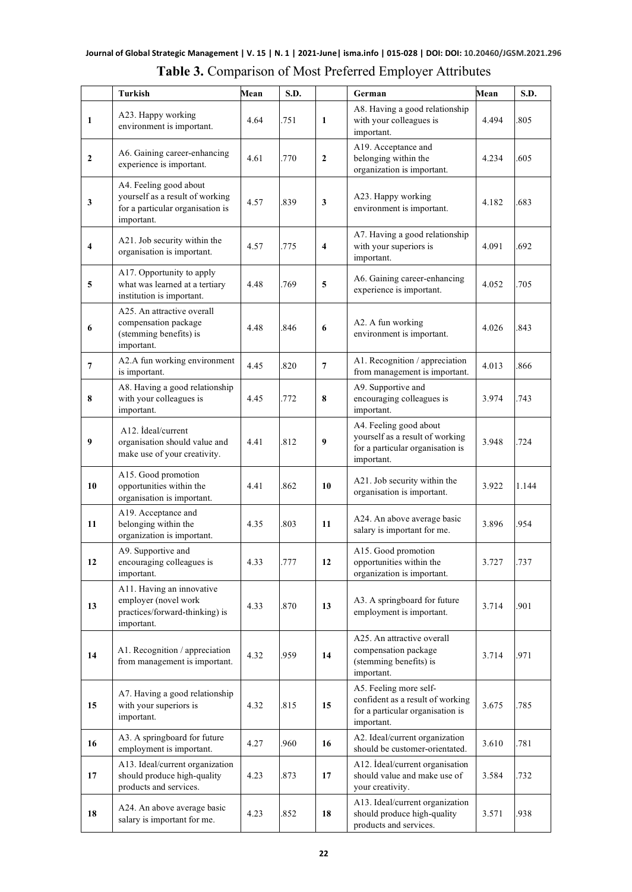**Table 3.** Comparison of Most Preferred Employer Attributes

| | Turkish | Mean | S.D. | | German | Mean | S.D. |
|---|---|---|---|---|---|---|---|
| 1 | A23. Happy working environment is important. | 4.64 | .751 | 1 | A8. Having a good relationship with your colleagues is important. | 4.494 | .805 |
| 2 | A6. Gaining career-enhancing experience is important. | 4.61 | .770 | 2 | A19. Acceptance and belonging within the organization is important. | 4.234 | .605 |
| 3 | A4. Feeling good about yourself as a result of working for a particular organisation is important. | 4.57 | .839 | 3 | A23. Happy working environment is important. | 4.182 | .683 |
| 4 | A21. Job security within the organisation is important. | 4.57 | .775 | 4 | A7. Having a good relationship with your superiors is important. | 4.091 | .692 |
| 5 | A17. Opportunity to apply what was learned at a tertiary institution is important. | 4.48 | .769 | 5 | A6. Gaining career-enhancing experience is important. | 4.052 | .705 |
| 6 | A25. An attractive overall compensation package (stemming benefits) is important. | 4.48 | .846 | 6 | A2. A fun working environment is important. | 4.026 | .843 |
| 7 | A2.A fun working environment is important. | 4.45 | .820 | 7 | A1. Recognition / appreciation from management is important. | 4.013 | .866 |
| 8 | A8. Having a good relationship with your colleagues is important. | 4.45 | .772 | 8 | A9. Supportive and encouraging colleagues is important. | 3.974 | .743 |
| 9 | A12. İdeal/current organisation should value and make use of your creativity. | 4.41 | .812 | 9 | A4. Feeling good about yourself as a result of working for a particular organisation is important. | 3.948 | .724 |
| 10 | A15. Good promotion opportunities within the organisation is important. | 4.41 | .862 | 10 | A21. Job security within the organisation is important. | 3.922 | 1.144 |
| 11 | A19. Acceptance and belonging within the organization is important. | 4.35 | .803 | 11 | A24. An above average basic salary is important for me. | 3.896 | .954 |
| 12 | A9. Supportive and encouraging colleagues is important. | 4.33 | .777 | 12 | A15. Good promotion opportunities within the organization is important. | 3.727 | .737 |
| 13 | A11. Having an innovative employer (novel work practices/forward-thinking) is important. | 4.33 | .870 | 13 | A3. A springboard for future employment is important. | 3.714 | .901 |
| 14 | A1. Recognition / appreciation from management is important. | 4.32 | .959 | 14 | A25. An attractive overall compensation package (stemming benefits) is important. | 3.714 | .971 |
| 15 | A7. Having a good relationship with your superiors is important. | 4.32 | .815 | 15 | A5. Feeling more self-confident as a result of working for a particular organisation is important. | 3.675 | .785 |
| 16 | A3. A springboard for future employment is important. | 4.27 | .960 | 16 | A2. Ideal/current organization should be customer-orientated. | 3.610 | .781 |
| 17 | A13. Ideal/current organization should produce high-quality products and services. | 4.23 | .873 | 17 | A12. İdeal/current organisation should value and make use of your creativity. | 3.584 | .732 |
| 18 | A24. An above average basic salary is important for me. | 4.23 | .852 | 18 | A13. Ideal/current organization should produce high-quality products and services. | 3.571 | .938 |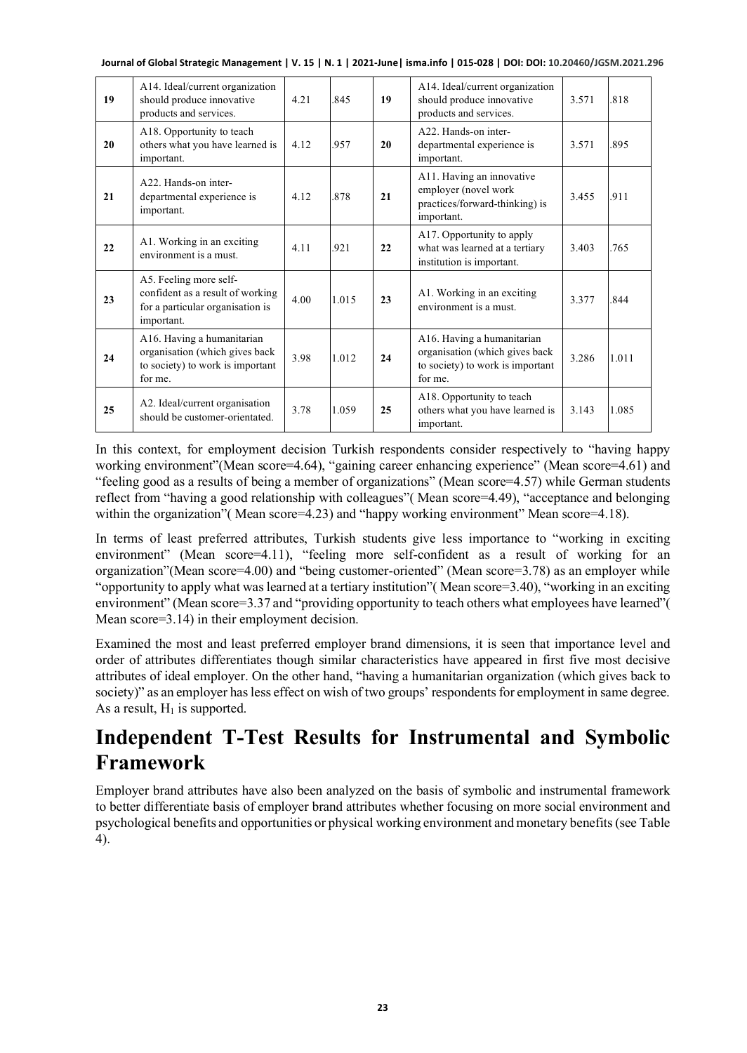| 19 | A14. Ideal/current organization should produce innovative products and services. | 4.21 | .845 | 19 | A14. Ideal/current organization should produce innovative products and services. | 3.571 | .818 |
|---|---|---|---|---|---|---|---|
| 20 | A18. Opportunity to teach others what you have learned is important. | 4.12 | .957 | 20 | A22. Hands-on inter-departmental experience is important. | 3.571 | .895 |
| 21 | A22. Hands-on inter-departmental experience is important. | 4.12 | .878 | 21 | A11. Having an innovative employer (novel work practices/forward-thinking) is important. | 3.455 | .911 |
| 22 | A1. Working in an exciting environment is a must. | 4.11 | .921 | 22 | A17. Opportunity to apply what was learned at a tertiary institution is important. | 3.403 | .765 |
| 23 | A5. Feeling more self-confident as a result of working for a particular organisation is important. | 4.00 | 1.015 | 23 | A1. Working in an exciting environment is a must. | 3.377 | .844 |
| 24 | A16. Having a humanitarian organisation (which gives back to society) to work is important for me. | 3.98 | 1.012 | 24 | A16. Having a humanitarian organisation (which gives back to society) to work is important for me. | 3.286 | 1.011 |
| 25 | A2. Ideal/current organisation should be customer-orientated. | 3.78 | 1.059 | 25 | A18. Opportunity to teach others what you have learned is important. | 3.143 | 1.085 |

In this context, for employment decision Turkish respondents consider respectively to "having happy working environment"(Mean score=4.64), "gaining career enhancing experience" (Mean score=4.61) and "feeling good as a results of being a member of organizations" (Mean score=4.57) while German students reflect from "having a good relationship with colleagues"( Mean score=4.49), "acceptance and belonging within the organization"( Mean score=4.23) and "happy working environment" Mean score=4.18).

In terms of least preferred attributes, Turkish students give less importance to "working in exciting environment" (Mean score=4.11), "feeling more self-confident as a result of working for an organization"(Mean score=4.00) and "being customer-oriented" (Mean score=3.78) as an employer while "opportunity to apply what was learned at a tertiary institution"( Mean score=3.40), "working in an exciting environment" (Mean score=3.37 and "providing opportunity to teach others what employees have learned"( Mean score=3.14) in their employment decision.

Examined the most and least preferred employer brand dimensions, it is seen that importance level and order of attributes differentiates though similar characteristics have appeared in first five most decisive attributes of ideal employer. On the other hand, "having a humanitarian organization (which gives back to society)" as an employer has less effect on wish of two groups' respondents for employment in same degree. As a result, $H_1$ is supported.

# Independent T-Test Results for Instrumental and Symbolic Framework

Employer brand attributes have also been analyzed on the basis of symbolic and instrumental framework to better differentiate basis of employer brand attributes whether focusing on more social environment and psychological benefits and opportunities or physical working environment and monetary benefits (see Table 4).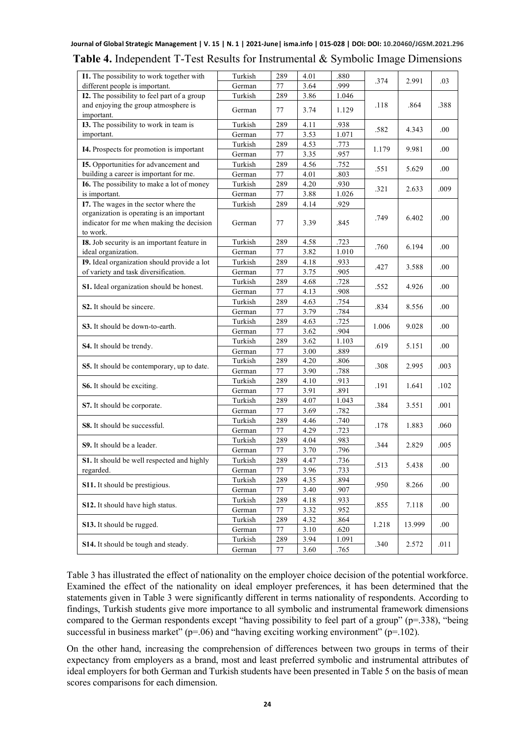**Table 4.** Independent T-Test Results for Instrumental & Symbolic Image Dimensions

| Statement | Nationality | N | Mean | SD | Mean Difference | t | p |
|---|---|---|---|---|---|---|---|
| **I1.** The possibility to work together with different people is important. | Turkish | 289 | 4.01 | .880 | .374 | 2.991 | .03 |
| | German | 77 | 3.64 | .999 | | | |
| **I2.** The possibility to feel part of a group and enjoying the group atmosphere is important. | Turkish | 289 | 3.86 | 1.046 | .118 | .864 | .388 |
| | German | 77 | 3.74 | 1.129 | | | |
| **I3.** The possibility to work in team is important. | Turkish | 289 | 4.11 | .938 | .582 | 4.343 | .00 |
| | German | 77 | 3.53 | 1.071 | | | |
| **I4.** Prospects for promotion is important | Turkish | 289 | 4.53 | .773 | 1.179 | 9.981 | .00 |
| | German | 77 | 3.35 | .957 | | | |
| **I5.** Opportunities for advancement and building a career is important for me. | Turkish | 289 | 4.56 | .752 | .551 | 5.629 | .00 |
| | German | 77 | 4.01 | .803 | | | |
| **I6.** The possibility to make a lot of money is important. | Turkish | 289 | 4.20 | .930 | .321 | 2.633 | .009 |
| | German | 77 | 3.88 | 1.026 | | | |
| **I7.** The wages in the sector where the organization is operating is an important indicator for me when making the decision to work. | Turkish | 289 | 4.14 | .929 | .749 | 6.402 | .00 |
| | German | 77 | 3.39 | .845 | | | |
| **I8.** Job security is an important feature in ideal organization. | Turkish | 289 | 4.58 | .723 | .760 | 6.194 | .00 |
| | German | 77 | 3.82 | 1.010 | | | |
| **I9.** Ideal organization should provide a lot of variety and task diversification. | Turkish | 289 | 4.18 | .933 | .427 | 3.588 | .00 |
| | German | 77 | 3.75 | .905 | | | |
| **S1.** Ideal organization should be honest. | Turkish | 289 | 4.68 | .728 | .552 | 4.926 | .00 |
| | German | 77 | 4.13 | .908 | | | |
| **S2.** It should be sincere. | Turkish | 289 | 4.63 | .754 | .834 | 8.556 | .00 |
| | German | 77 | 3.79 | .784 | | | |
| **S3.** It should be down-to-earth. | Turkish | 289 | 4.63 | .725 | 1.006 | 9.028 | .00 |
| | German | 77 | 3.62 | .904 | | | |
| **S4.** It should be trendy. | Turkish | 289 | 3.62 | 1.103 | .619 | 5.151 | .00 |
| | German | 77 | 3.00 | .889 | | | |
| **S5.** It should be contemporary, up to date. | Turkish | 289 | 4.20 | .806 | .308 | 2.995 | .003 |
| | German | 77 | 3.90 | .788 | | | |
| **S6.** It should be exciting. | Turkish | 289 | 4.10 | .913 | .191 | 1.641 | .102 |
| | German | 77 | 3.91 | .891 | | | |
| **S7.** It should be corporate. | Turkish | 289 | 4.07 | 1.043 | .384 | 3.551 | .001 |
| | German | 77 | 3.69 | .782 | | | |
| **S8.** It should be successful. | Turkish | 289 | 4.46 | .740 | .178 | 1.883 | .060 |
| | German | 77 | 4.29 | .723 | | | |
| **S9.** It should be a leader. | Turkish | 289 | 4.04 | .983 | .344 | 2.829 | .005 |
| | German | 77 | 3.70 | .796 | | | |
| **S1.** It should be well respected and highly regarded. | Turkish | 289 | 4.47 | .736 | .513 | 5.438 | .00 |
| | German | 77 | 3.96 | .733 | | | |
| **S11.** It should be prestigious. | Turkish | 289 | 4.35 | .894 | .950 | 8.266 | .00 |
| | German | 77 | 3.40 | .907 | | | |
| **S12.** It should have high status. | Turkish | 289 | 4.18 | .933 | .855 | 7.118 | .00 |
| | German | 77 | 3.32 | .952 | | | |
| **S13.** It should be rugged. | Turkish | 289 | 4.32 | .864 | 1.218 | 13.999 | .00 |
| | German | 77 | 3.10 | .620 | | | |
| **S14.** It should be tough and steady. | Turkish | 289 | 3.94 | 1.091 | .340 | 2.572 | .011 |
| | German | 77 | 3.60 | .765 | | | |

Table 3 has illustrated the effect of nationality on the employer choice decision of the potential workforce. Examined the effect of the nationality on ideal employer preferences, it has been determined that the statements given in Table 3 were significantly different in terms nationality of respondents. According to findings, Turkish students give more importance to all symbolic and instrumental framework dimensions compared to the German respondents except "having possibility to feel part of a group" (p=.338), "being successful in business market" (p=.06) and "having exciting working environment" (p=.102).

On the other hand, increasing the comprehension of differences between two groups in terms of their expectancy from employers as a brand, most and least preferred symbolic and instrumental attributes of ideal employers for both German and Turkish students have been presented in Table 5 on the basis of mean scores comparisons for each dimension.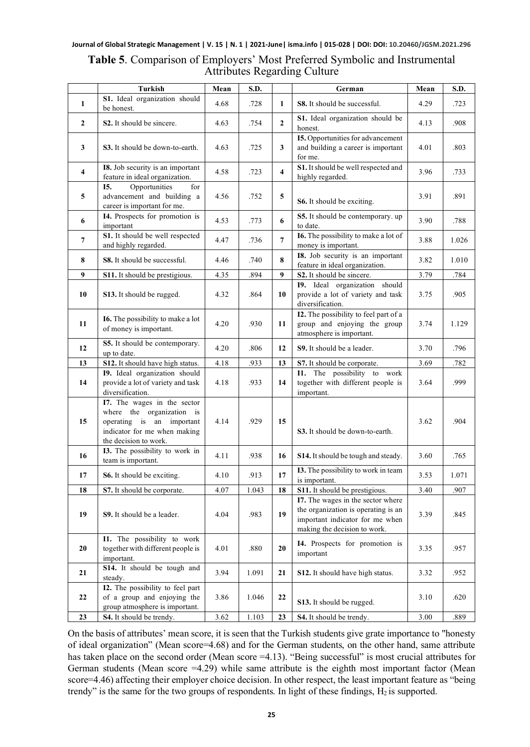**Table 5**. Comparison of Employers' Most Preferred Symbolic and Instrumental Attributes Regarding Culture

| | Turkish | Mean | S.D. | | German | Mean | S.D. |
|---|---|---|---|---|---|---|---|
| 1 | **S1.** Ideal organization should be honest. | 4.68 | .728 | 1 | **S8.** It should be successful. | 4.29 | .723 |
| 2 | **S2.** It should be sincere. | 4.63 | .754 | 2 | **S1.** Ideal organization should be honest. | 4.13 | .908 |
| 3 | **S3.** It should be down-to-earth. | 4.63 | .725 | 3 | **I5.** Opportunities for advancement and building a career is important for me. | 4.01 | .803 |
| 4 | **I8.** Job security is an important feature in ideal organization. | 4.58 | .723 | 4 | **S1.** It should be well respected and highly regarded. | 3.96 | .733 |
| 5 | **I5.** Opportunities for advancement and building a career is important for me. | 4.56 | .752 | 5 | **S6.** It should be exciting. | 3.91 | .891 |
| 6 | **I4.** Prospects for promotion is important | 4.53 | .773 | 6 | **S5.** It should be contemporary. up to date. | 3.90 | .788 |
| 7 | **S1.** It should be well respected and highly regarded. | 4.47 | .736 | 7 | **I6.** The possibility to make a lot of money is important. | 3.88 | 1.026 |
| 8 | **S8.** It should be successful. | 4.46 | .740 | 8 | **I8.** Job security is an important feature in ideal organization. | 3.82 | 1.010 |
| 9 | **S11.** It should be prestigious. | 4.35 | .894 | 9 | **S2.** It should be sincere. | 3.79 | .784 |
| 10 | **S13.** It should be rugged. | 4.32 | .864 | 10 | **I9.** Ideal organization should provide a lot of variety and task diversification. | 3.75 | .905 |
| 11 | **I6.** The possibility to make a lot of money is important. | 4.20 | .930 | 11 | **I2.** The possibility to feel part of a group and enjoying the group atmosphere is important. | 3.74 | 1.129 |
| 12 | **S5.** It should be contemporary. up to date. | 4.20 | .806 | 12 | **S9.** It should be a leader. | 3.70 | .796 |
| 13 | **S12.** It should have high status. | 4.18 | .933 | 13 | **S7.** It should be corporate. | 3.69 | .782 |
| 14 | **I9.** Ideal organization should provide a lot of variety and task diversification. | 4.18 | .933 | 14 | **I1.** The possibility to work together with different people is important. | 3.64 | .999 |
| 15 | **I7.** The wages in the sector where the organization is operating is an important indicator for me when making the decision to work. | 4.14 | .929 | 15 | **S3.** It should be down-to-earth. | 3.62 | .904 |
| 16 | **I3.** The possibility to work in team is important. | 4.11 | .938 | 16 | **S14.** It should be tough and steady. | 3.60 | .765 |
| 17 | **S6.** It should be exciting. | 4.10 | .913 | 17 | **I3.** The possibility to work in team is important. | 3.53 | 1.071 |
| 18 | **S7.** It should be corporate. | 4.07 | 1.043 | 18 | **S11.** It should be prestigious. | 3.40 | .907 |
| 19 | **S9.** It should be a leader. | 4.04 | .983 | 19 | **I7.** The wages in the sector where the organization is operating is an important indicator for me when making the decision to work. | 3.39 | .845 |
| 20 | **I1.** The possibility to work together with different people is important. | 4.01 | .880 | 20 | **I4.** Prospects for promotion is important | 3.35 | .957 |
| 21 | **S14.** It should be tough and steady. | 3.94 | 1.091 | 21 | **S12.** It should have high status. | 3.32 | .952 |
| 22 | **I2.** The possibility to feel part of a group and enjoying the group atmosphere is important. | 3.86 | 1.046 | 22 | **S13.** It should be rugged. | 3.10 | .620 |
| 23 | **S4.** It should be trendy. | 3.62 | 1.103 | 23 | **S4.** It should be trendy. | 3.00 | .889 |

On the basis of attributes' mean score, it is seen that the Turkish students give grate importance to "honesty of ideal organization" (Mean score=4.68) and for the German students, on the other hand, same attribute has taken place on the second order (Mean score =4.13). "Being successful" is most crucial attributes for German students (Mean score =4.29) while same attribute is the eighth most important factor (Mean score=4.46) affecting their employer choice decision. In other respect, the least important feature as "being trendy" is the same for the two groups of respondents. In light of these findings, $H_2$ is supported.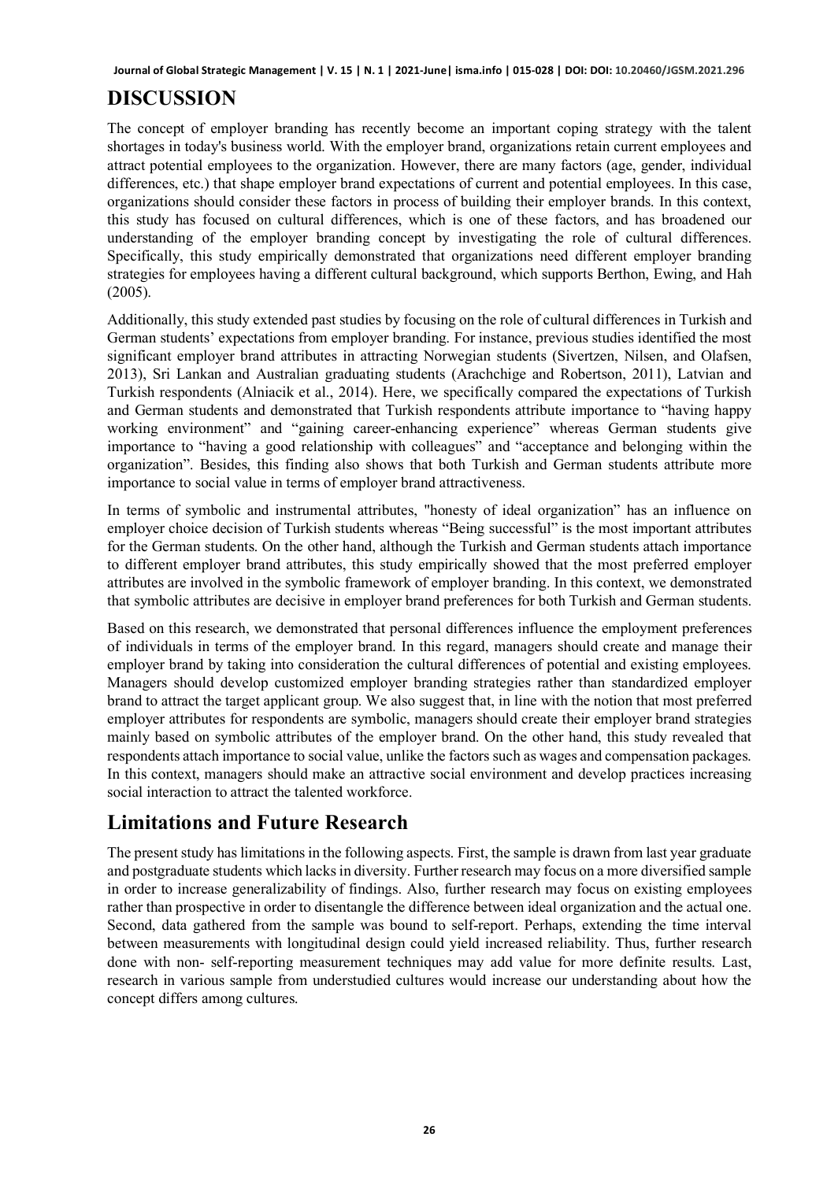# DISCUSSION

The concept of employer branding has recently become an important coping strategy with the talent shortages in today's business world. With the employer brand, organizations retain current employees and attract potential employees to the organization. However, there are many factors (age, gender, individual differences, etc.) that shape employer brand expectations of current and potential employees. In this case, organizations should consider these factors in process of building their employer brands. In this context, this study has focused on cultural differences, which is one of these factors, and has broadened our understanding of the employer branding concept by investigating the role of cultural differences. Specifically, this study empirically demonstrated that organizations need different employer branding strategies for employees having a different cultural background, which supports Berthon, Ewing, and Hah (2005).

Additionally, this study extended past studies by focusing on the role of cultural differences in Turkish and German students' expectations from employer branding. For instance, previous studies identified the most significant employer brand attributes in attracting Norwegian students (Sivertzen, Nilsen, and Olafsen, 2013), Sri Lankan and Australian graduating students (Arachchige and Robertson, 2011), Latvian and Turkish respondents (Alniacik et al., 2014). Here, we specifically compared the expectations of Turkish and German students and demonstrated that Turkish respondents attribute importance to "having happy working environment" and "gaining career-enhancing experience" whereas German students give importance to "having a good relationship with colleagues" and "acceptance and belonging within the organization". Besides, this finding also shows that both Turkish and German students attribute more importance to social value in terms of employer brand attractiveness.

In terms of symbolic and instrumental attributes, "honesty of ideal organization" has an influence on employer choice decision of Turkish students whereas "Being successful" is the most important attributes for the German students. On the other hand, although the Turkish and German students attach importance to different employer brand attributes, this study empirically showed that the most preferred employer attributes are involved in the symbolic framework of employer branding. In this context, we demonstrated that symbolic attributes are decisive in employer brand preferences for both Turkish and German students.

Based on this research, we demonstrated that personal differences influence the employment preferences of individuals in terms of the employer brand. In this regard, managers should create and manage their employer brand by taking into consideration the cultural differences of potential and existing employees. Managers should develop customized employer branding strategies rather than standardized employer brand to attract the target applicant group. We also suggest that, in line with the notion that most preferred employer attributes for respondents are symbolic, managers should create their employer brand strategies mainly based on symbolic attributes of the employer brand. On the other hand, this study revealed that respondents attach importance to social value, unlike the factors such as wages and compensation packages. In this context, managers should make an attractive social environment and develop practices increasing social interaction to attract the talented workforce.

## Limitations and Future Research

The present study has limitations in the following aspects. First, the sample is drawn from last year graduate and postgraduate students which lacks in diversity. Further research may focus on a more diversified sample in order to increase generalizability of findings. Also, further research may focus on existing employees rather than prospective in order to disentangle the difference between ideal organization and the actual one. Second, data gathered from the sample was bound to self-report. Perhaps, extending the time interval between measurements with longitudinal design could yield increased reliability. Thus, further research done with non- self-reporting measurement techniques may add value for more definite results. Last, research in various sample from understudied cultures would increase our understanding about how the concept differs among cultures.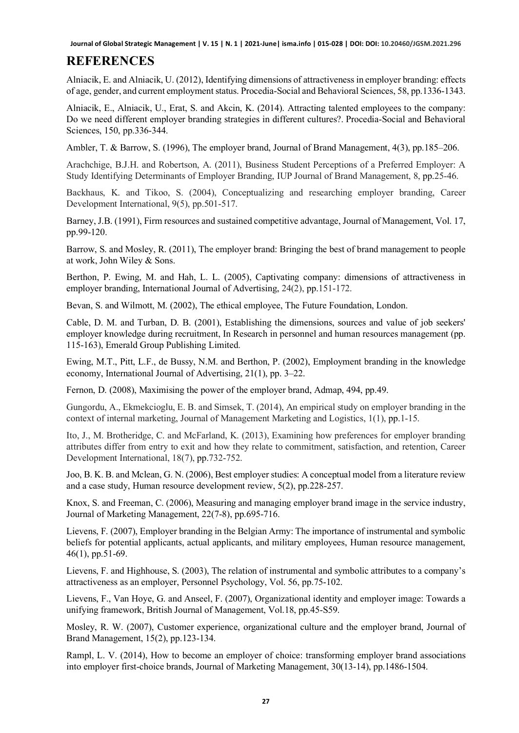## REFERENCES

Alniacik, E. and Alniacik, U. (2012), Identifying dimensions of attractiveness in employer branding: effects of age, gender, and current employment status. Procedia-Social and Behavioral Sciences, 58, pp.1336-1343.

Alniacik, E., Alniacik, U., Erat, S. and Akcin, K. (2014). Attracting talented employees to the company: Do we need different employer branding strategies in different cultures?. Procedia-Social and Behavioral Sciences, 150, pp.336-344.

Ambler, T. & Barrow, S. (1996), The employer brand, Journal of Brand Management, 4(3), pp.185–206.

Arachchige, B.J.H. and Robertson, A. (2011), Business Student Perceptions of a Preferred Employer: A Study Identifying Determinants of Employer Branding, IUP Journal of Brand Management, 8, pp.25-46.

Backhaus, K. and Tikoo, S. (2004), Conceptualizing and researching employer branding, Career Development International, 9(5), pp.501-517.

Barney, J.B. (1991), Firm resources and sustained competitive advantage, Journal of Management, Vol. 17, pp.99-120.

Barrow, S. and Mosley, R. (2011), The employer brand: Bringing the best of brand management to people at work, John Wiley & Sons.

Berthon, P. Ewing, M. and Hah, L. L. (2005), Captivating company: dimensions of attractiveness in employer branding, International Journal of Advertising, 24(2), pp.151-172.

Bevan, S. and Wilmott, M. (2002), The ethical employee, The Future Foundation, London.

Cable, D. M. and Turban, D. B. (2001), Establishing the dimensions, sources and value of job seekers' employer knowledge during recruitment, In Research in personnel and human resources management (pp. 115-163), Emerald Group Publishing Limited.

Ewing, M.T., Pitt, L.F., de Bussy, N.M. and Berthon, P. (2002), Employment branding in the knowledge economy, International Journal of Advertising, 21(1), pp. 3–22.

Fernon, D. (2008), Maximising the power of the employer brand, Admap, 494, pp.49.

Gungordu, A., Ekmekcioglu, E. B. and Simsek, T. (2014), An empirical study on employer branding in the context of internal marketing, Journal of Management Marketing and Logistics, 1(1), pp.1-15.

Ito, J., M. Brotheridge, C. and McFarland, K. (2013), Examining how preferences for employer branding attributes differ from entry to exit and how they relate to commitment, satisfaction, and retention, Career Development International, 18(7), pp.732-752.

Joo, B. K. B. and Mclean, G. N. (2006), Best employer studies: A conceptual model from a literature review and a case study, Human resource development review, 5(2), pp.228-257.

Knox, S. and Freeman, C. (2006), Measuring and managing employer brand image in the service industry, Journal of Marketing Management, 22(7-8), pp.695-716.

Lievens, F. (2007), Employer branding in the Belgian Army: The importance of instrumental and symbolic beliefs for potential applicants, actual applicants, and military employees, Human resource management, 46(1), pp.51-69.

Lievens, F. and Highhouse, S. (2003), The relation of instrumental and symbolic attributes to a company's attractiveness as an employer, Personnel Psychology, Vol. 56, pp.75-102.

Lievens, F., Van Hoye, G. and Anseel, F. (2007), Organizational identity and employer image: Towards a unifying framework, British Journal of Management, Vol.18, pp.45-S59.

Mosley, R. W. (2007), Customer experience, organizational culture and the employer brand, Journal of Brand Management, 15(2), pp.123-134.

Rampl, L. V. (2014), How to become an employer of choice: transforming employer brand associations into employer first-choice brands, Journal of Marketing Management, 30(13-14), pp.1486-1504.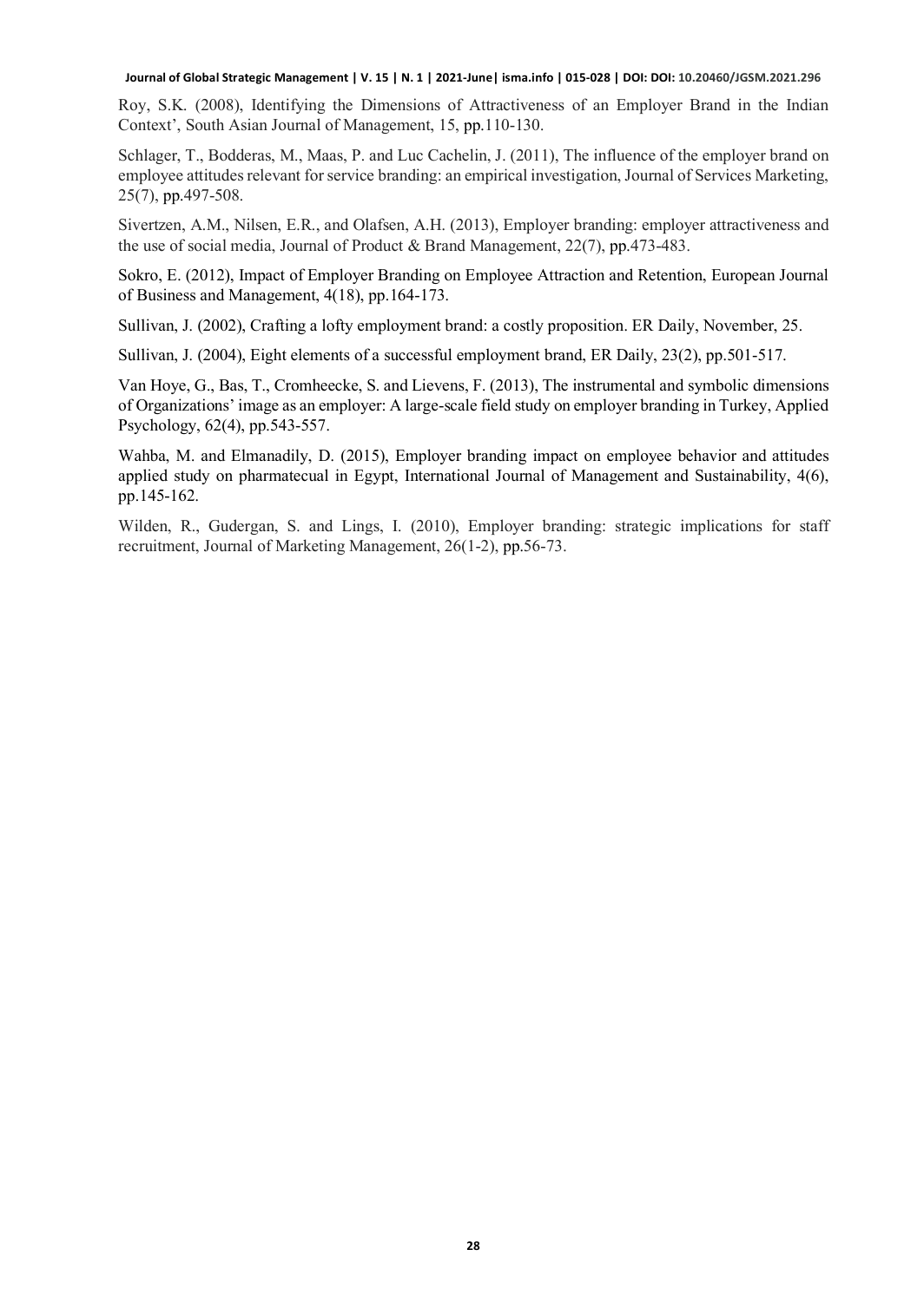Roy, S.K. (2008), Identifying the Dimensions of Attractiveness of an Employer Brand in the Indian Context', South Asian Journal of Management, 15, pp.110-130.

Schlager, T., Bodderas, M., Maas, P. and Luc Cachelin, J. (2011), The influence of the employer brand on employee attitudes relevant for service branding: an empirical investigation, Journal of Services Marketing, 25(7), pp.497-508.

Sivertzen, A.M., Nilsen, E.R., and Olafsen, A.H. (2013), Employer branding: employer attractiveness and the use of social media, Journal of Product & Brand Management, 22(7), pp.473-483.

Sokro, E. (2012), Impact of Employer Branding on Employee Attraction and Retention, European Journal of Business and Management, 4(18), pp.164-173.

Sullivan, J. (2002), Crafting a lofty employment brand: a costly proposition. ER Daily, November, 25.

Sullivan, J. (2004), Eight elements of a successful employment brand, ER Daily, 23(2), pp.501-517.

Van Hoye, G., Bas, T., Cromheecke, S. and Lievens, F. (2013), The instrumental and symbolic dimensions of Organizations' image as an employer: A large-scale field study on employer branding in Turkey, Applied Psychology, 62(4), pp.543-557.

Wahba, M. and Elmanadily, D. (2015), Employer branding impact on employee behavior and attitudes applied study on pharmatecual in Egypt, International Journal of Management and Sustainability, 4(6), pp.145-162.

Wilden, R., Gudergan, S. and Lings, I. (2010), Employer branding: strategic implications for staff recruitment, Journal of Marketing Management, 26(1-2), pp.56-73.